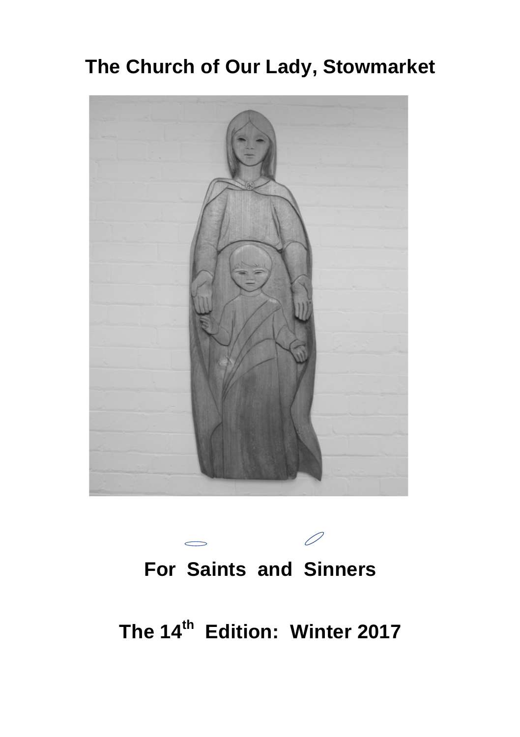# The Church of Our Lady, Stowmarket

## For Saints and Sinners

## The 14th Edition: Winter 2017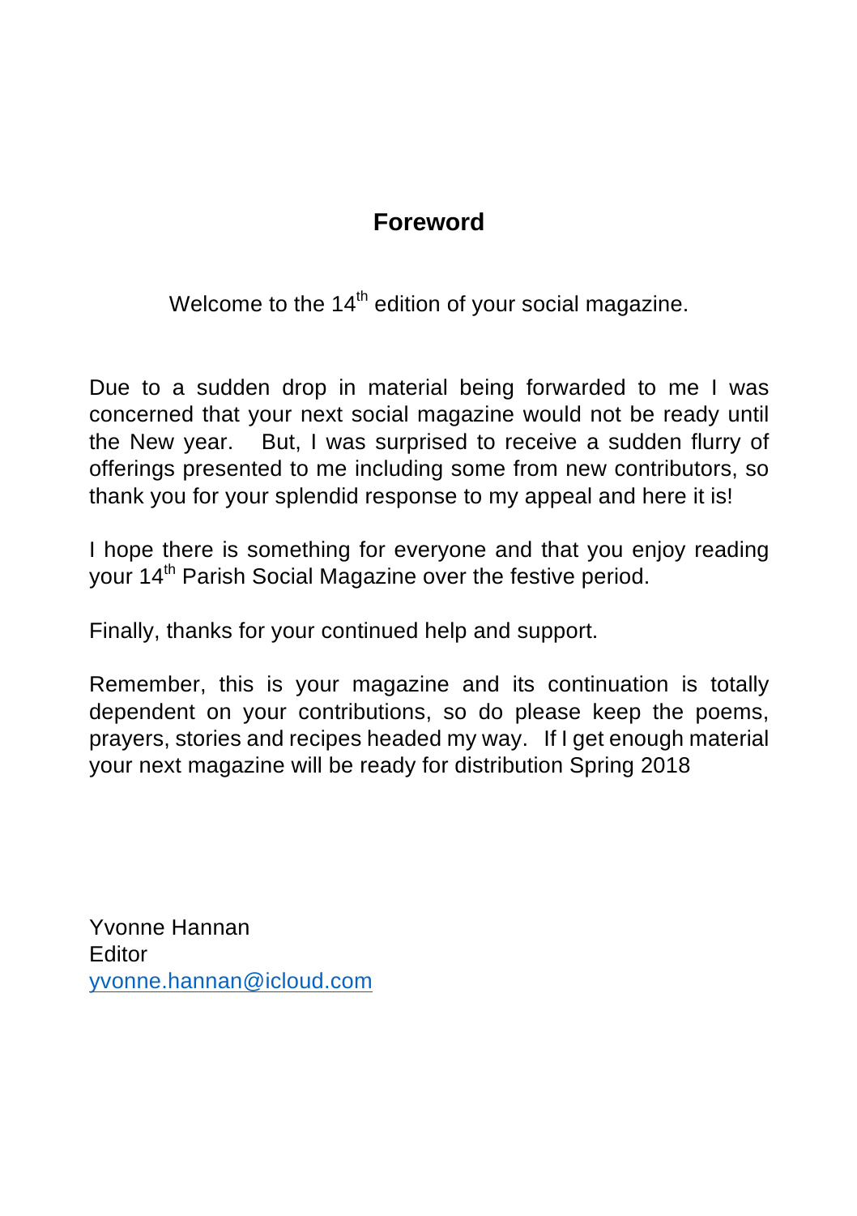# Foreword

Welcome to the 14th edition of your social magazine.

Due to a sudden drop in material being forwarded to me I was concerned that your next social magazine would not be ready until the New year. But, I was surprised to receive a sudden flurry of offerings presented to me including some from new contributors, so thank you for your splendid response to my appeal and here it is!

I hope there is something for everyone and that you enjoy reading your 14th Parish Social Magazine over the festive period.

Finally, thanks for your continued help and support.

Remember, this is your magazine and its continuation is totally dependent on your contributions, so do please keep the poems, prayers, stories and recipes headed my way. If I get enough material your next magazine will be ready for distribution Spring 2018

Yvonne Hannan
Editor
yvonne.hannan@icloud.com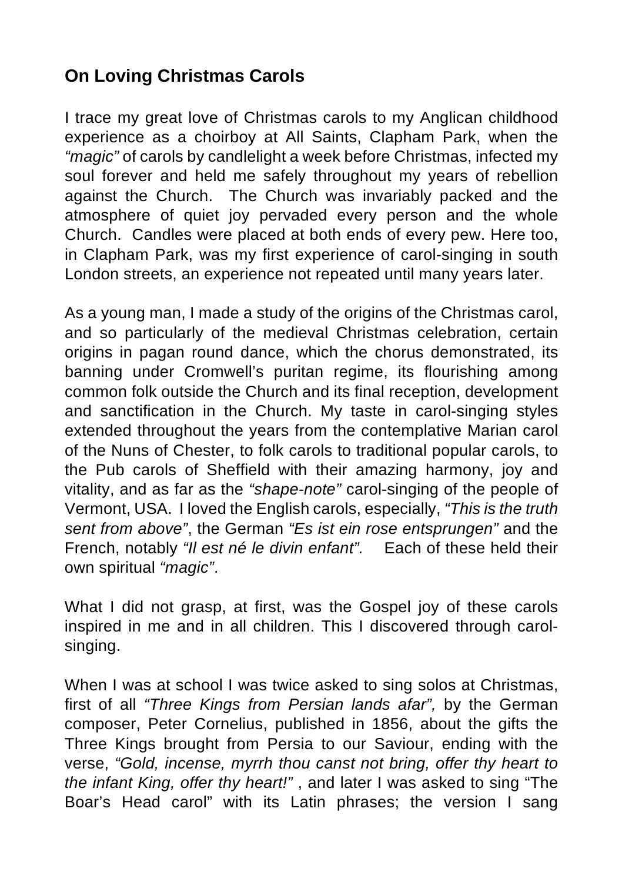## On Loving Christmas Carols

I trace my great love of Christmas carols to my Anglican childhood experience as a choirboy at All Saints, Clapham Park, when the *"magic"* of carols by candlelight a week before Christmas, infected my soul forever and held me safely throughout my years of rebellion against the Church. The Church was invariably packed and the atmosphere of quiet joy pervaded every person and the whole Church. Candles were placed at both ends of every pew. Here too, in Clapham Park, was my first experience of carol-singing in south London streets, an experience not repeated until many years later.

As a young man, I made a study of the origins of the Christmas carol, and so particularly of the medieval Christmas celebration, certain origins in pagan round dance, which the chorus demonstrated, its banning under Cromwell's puritan regime, its flourishing among common folk outside the Church and its final reception, development and sanctification in the Church. My taste in carol-singing styles extended throughout the years from the contemplative Marian carol of the Nuns of Chester, to folk carols to traditional popular carols, to the Pub carols of Sheffield with their amazing harmony, joy and vitality, and as far as the *"shape-note"* carol-singing of the people of Vermont, USA. I loved the English carols, especially, *"This is the truth sent from above"*, the German *"Es ist ein rose entsprungen"* and the French, notably *"Il est né le divin enfant".* Each of these held their own spiritual *"magic"*.

What I did not grasp, at first, was the Gospel joy of these carols inspired in me and in all children. This I discovered through carol-singing.

When I was at school I was twice asked to sing solos at Christmas, first of all *"Three Kings from Persian lands afar",* by the German composer, Peter Cornelius, published in 1856, about the gifts the Three Kings brought from Persia to our Saviour, ending with the verse, *"Gold, incense, myrrh thou canst not bring, offer thy heart to the infant King, offer thy heart!"* , and later I was asked to sing "The Boar's Head carol" with its Latin phrases; the version I sang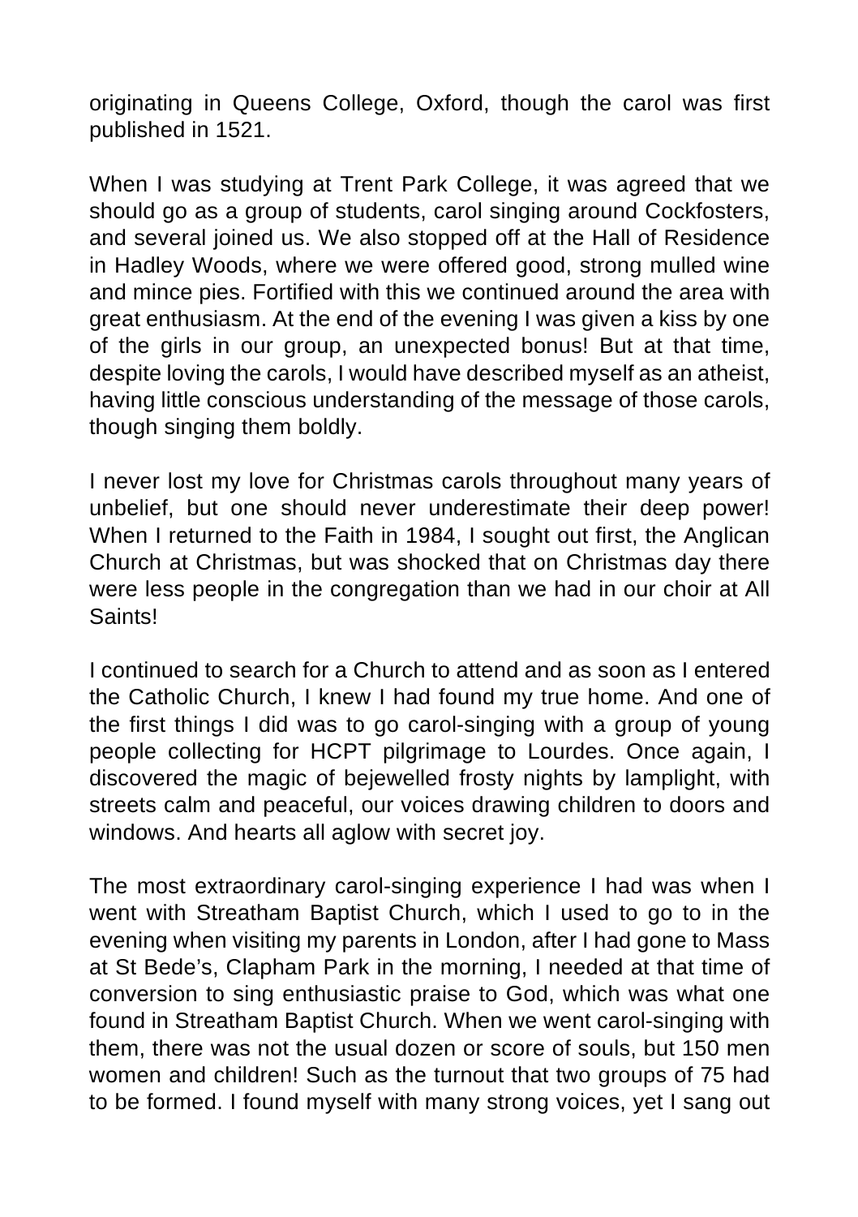originating in Queens College, Oxford, though the carol was first published in 1521.

When I was studying at Trent Park College, it was agreed that we should go as a group of students, carol singing around Cockfosters, and several joined us. We also stopped off at the Hall of Residence in Hadley Woods, where we were offered good, strong mulled wine and mince pies. Fortified with this we continued around the area with great enthusiasm. At the end of the evening I was given a kiss by one of the girls in our group, an unexpected bonus! But at that time, despite loving the carols, I would have described myself as an atheist, having little conscious understanding of the message of those carols, though singing them boldly.

I never lost my love for Christmas carols throughout many years of unbelief, but one should never underestimate their deep power! When I returned to the Faith in 1984, I sought out first, the Anglican Church at Christmas, but was shocked that on Christmas day there were less people in the congregation than we had in our choir at All Saints!

I continued to search for a Church to attend and as soon as I entered the Catholic Church, I knew I had found my true home. And one of the first things I did was to go carol-singing with a group of young people collecting for HCPT pilgrimage to Lourdes. Once again, I discovered the magic of bejewelled frosty nights by lamplight, with streets calm and peaceful, our voices drawing children to doors and windows. And hearts all aglow with secret joy.

The most extraordinary carol-singing experience I had was when I went with Streatham Baptist Church, which I used to go to in the evening when visiting my parents in London, after I had gone to Mass at St Bede's, Clapham Park in the morning, I needed at that time of conversion to sing enthusiastic praise to God, which was what one found in Streatham Baptist Church. When we went carol-singing with them, there was not the usual dozen or score of souls, but 150 men women and children! Such as the turnout that two groups of 75 had to be formed. I found myself with many strong voices, yet I sang out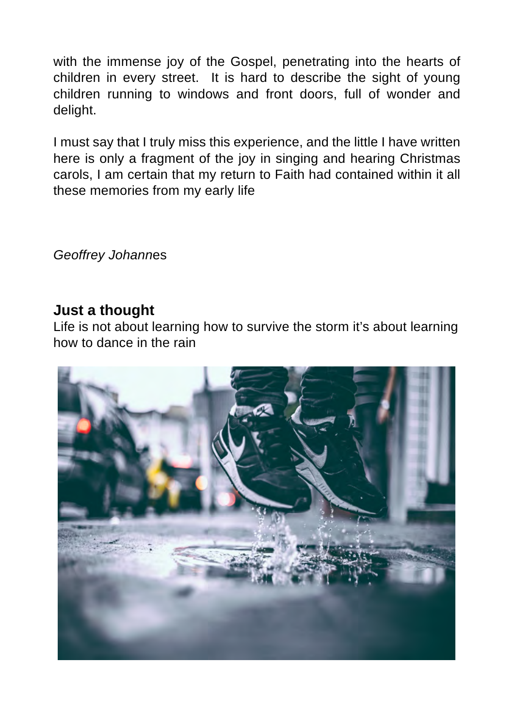with the immense joy of the Gospel, penetrating into the hearts of children in every street. It is hard to describe the sight of young children running to windows and front doors, full of wonder and delight.

I must say that I truly miss this experience, and the little I have written here is only a fragment of the joy in singing and hearing Christmas carols, I am certain that my return to Faith had contained within it all these memories from my early life

*Geoffrey Johannes*

## Just a thought

Life is not about learning how to survive the storm it's about learning how to dance in the rain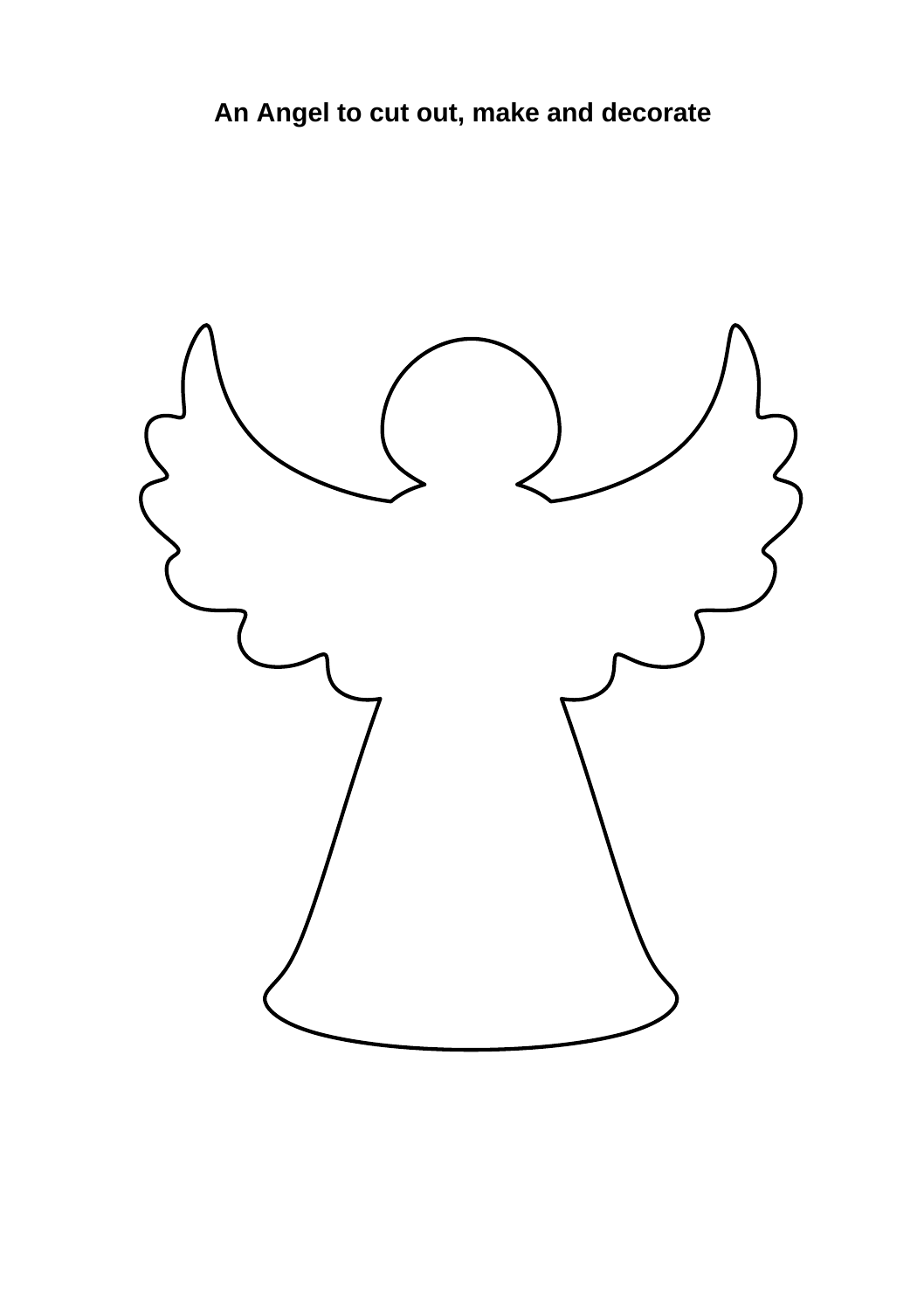**An Angel to cut out, make and decorate**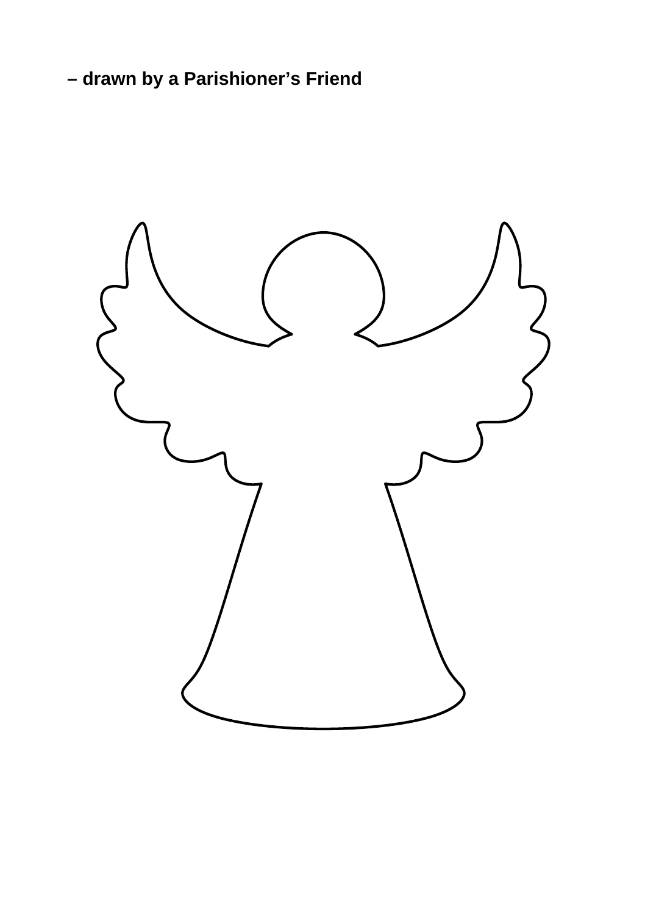**– drawn by a Parishioner's Friend**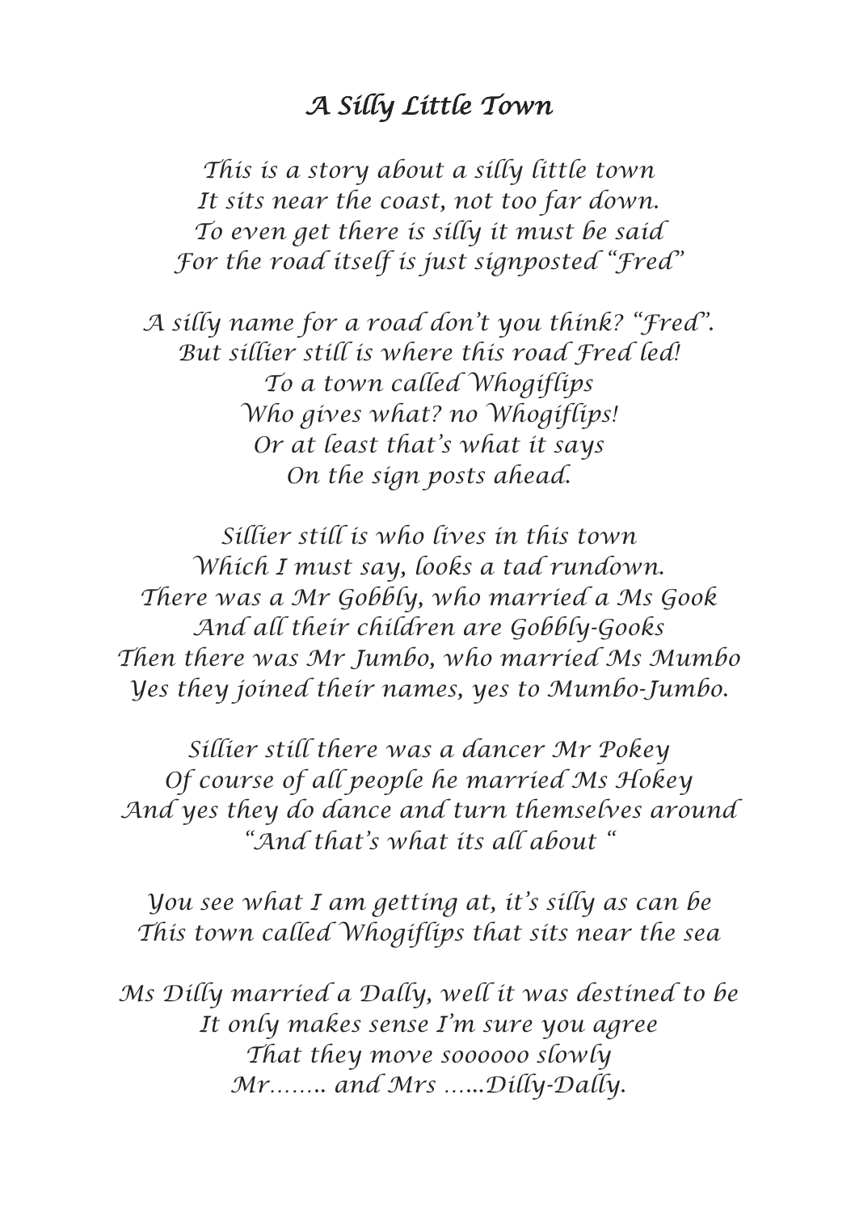## *A Silly Little Town*

*This is a story about a silly little town*  
*It sits near the coast, not too far down.*  
*To even get there is silly it must be said*  
*For the road itself is just signposted "Fred"*

*A silly name for a road don't you think? "Fred".*  
*But sillier still is where this road Fred led!*  
*To a town called Whogiflips*  
*Who gives what? no Whogiflips!*  
*Or at least that's what it says*  
*On the sign posts ahead.*

*Sillier still is who lives in this town*  
*Which I must say, looks a tad rundown.*  
*There was a Mr Gobbly, who married a Ms Gook*  
*And all their children are Gobbly-Gooks*  
*Then there was Mr Jumbo, who married Ms Mumbo*  
*Yes they joined their names, yes to Mumbo-Jumbo.*

*Sillier still there was a dancer Mr Pokey*  
*Of course of all people he married Ms Hokey*  
*And yes they do dance and turn themselves around*  
*"And that's what its all about "*

*You see what I am getting at, it's silly as can be*  
*This town called Whogiflips that sits near the sea*

*Ms Dilly married a Dally, well it was destined to be*  
*It only makes sense I'm sure you agree*  
*That they move soooooo slowly*  
*Mr…….. and Mrs …...Dilly-Dally.*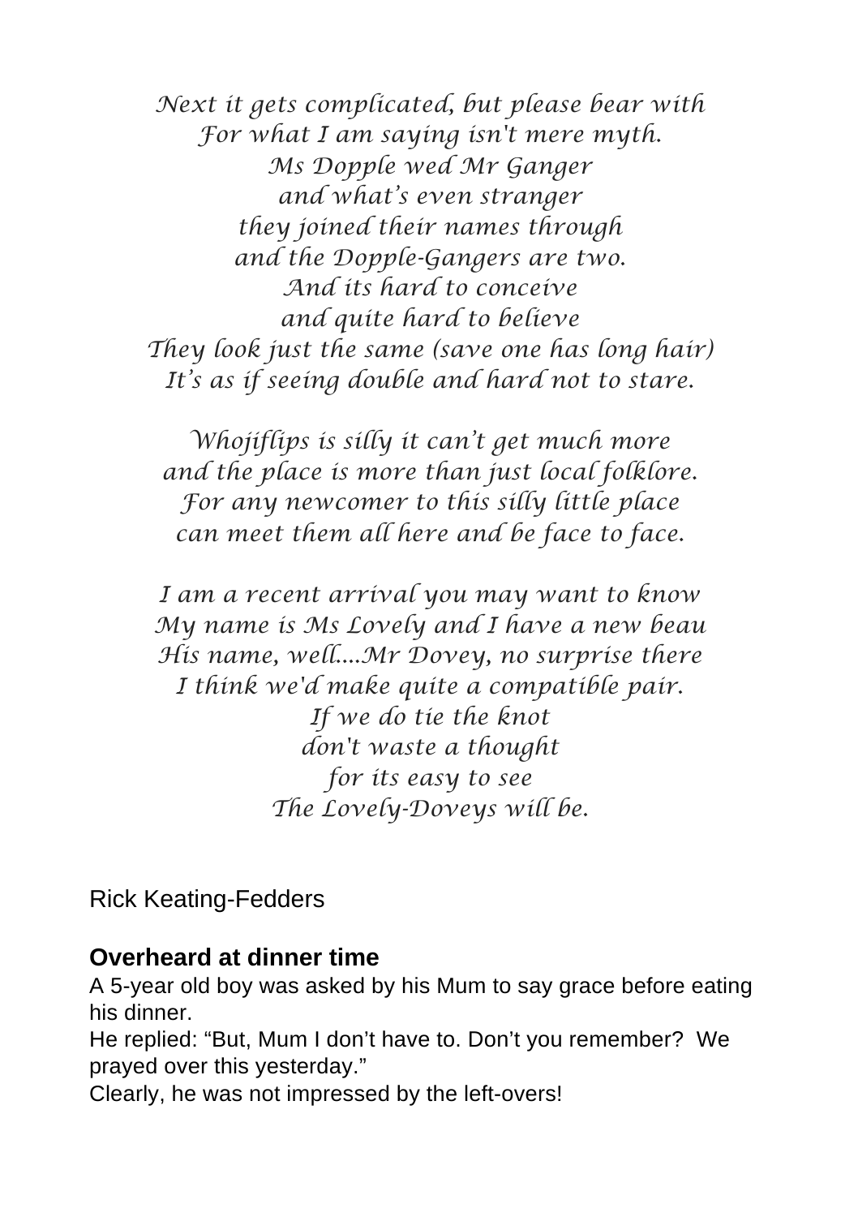*Next it gets complicated, but please bear with*
*For what I am saying isn't mere myth.*
*Ms Dopple wed Mr Ganger*
*and what's even stranger*
*they joined their names through*
*and the Dopple-Gangers are two.*
*And its hard to conceive*
*and quite hard to believe*
*They look just the same (save one has long hair)*
*It's as if seeing double and hard not to stare.*

*Whojiflips is silly it can't get much more*
*and the place is more than just local folklore.*
*For any newcomer to this silly little place*
*can meet them all here and be face to face.*

*I am a recent arrival you may want to know*
*My name is Ms Lovely and I have a new beau*
*His name, well....Mr Dovey, no surprise there*
*I think we'd make quite a compatible pair.*
*If we do tie the knot*
*don't waste a thought*
*for its easy to see*
*The Lovely-Doveys will be.*

Rick Keating-Fedders

**Overheard at dinner time**

A 5-year old boy was asked by his Mum to say grace before eating his dinner.

He replied: "But, Mum I don't have to. Don't you remember? We prayed over this yesterday."

Clearly, he was not impressed by the left-overs!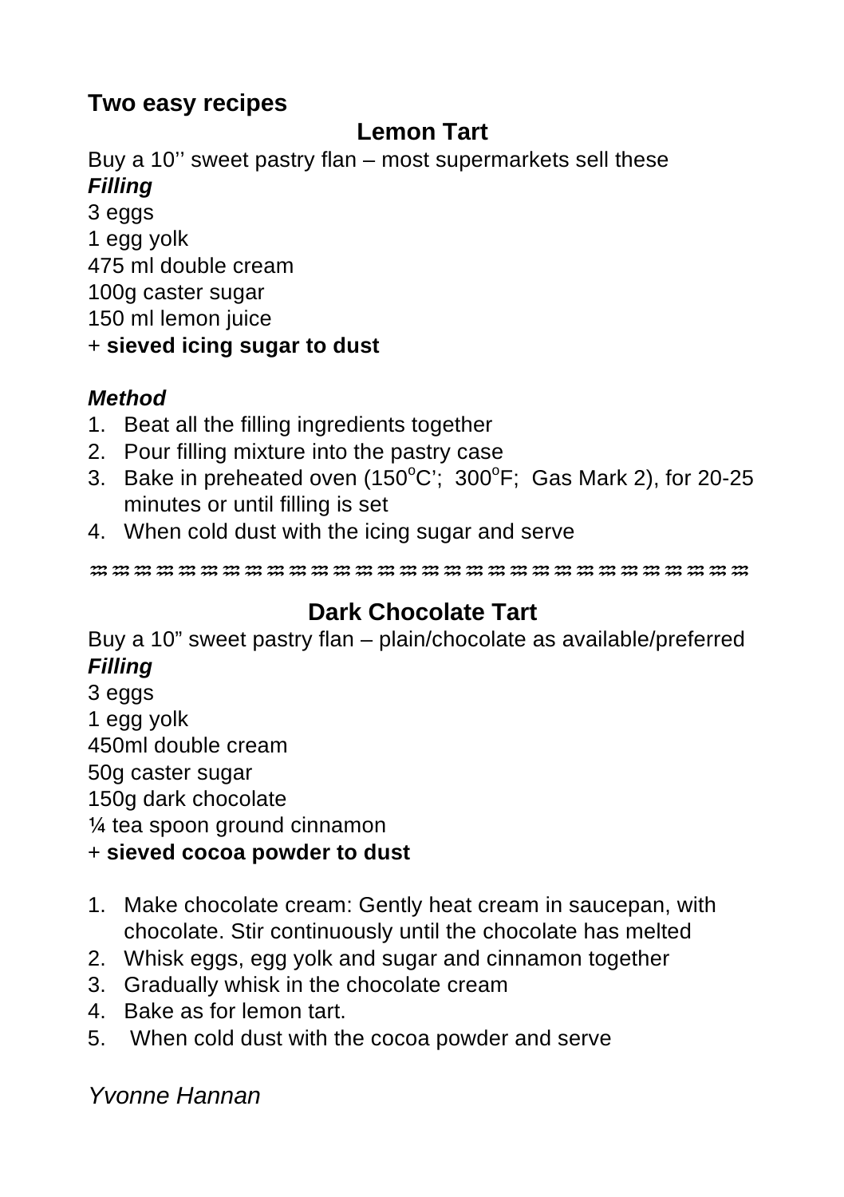## Two easy recipes

### Lemon Tart

Buy a 10'' sweet pastry flan – most supermarkets sell these

***Filling***

3 eggs
1 egg yolk
475 ml double cream
100g caster sugar
150 ml lemon juice
\+ **sieved icing sugar to dust**

***Method***

1. Beat all the filling ingredients together
2. Pour filling mixture into the pastry case
3. Bake in preheated oven (150°C'; 300°F; Gas Mark 2), for 20-25 minutes or until filling is set
4. When cold dust with the icing sugar and serve

---

### Dark Chocolate Tart

Buy a 10" sweet pastry flan – plain/chocolate as available/preferred

***Filling***

3 eggs
1 egg yolk
450ml double cream
50g caster sugar
150g dark chocolate
¼ tea spoon ground cinnamon
\+ **sieved cocoa powder to dust**

1. Make chocolate cream: Gently heat cream in saucepan, with chocolate. Stir continuously until the chocolate has melted
2. Whisk eggs, egg yolk and sugar and cinnamon together
3. Gradually whisk in the chocolate cream
4. Bake as for lemon tart.
5. When cold dust with the cocoa powder and serve

*Yvonne Hannan*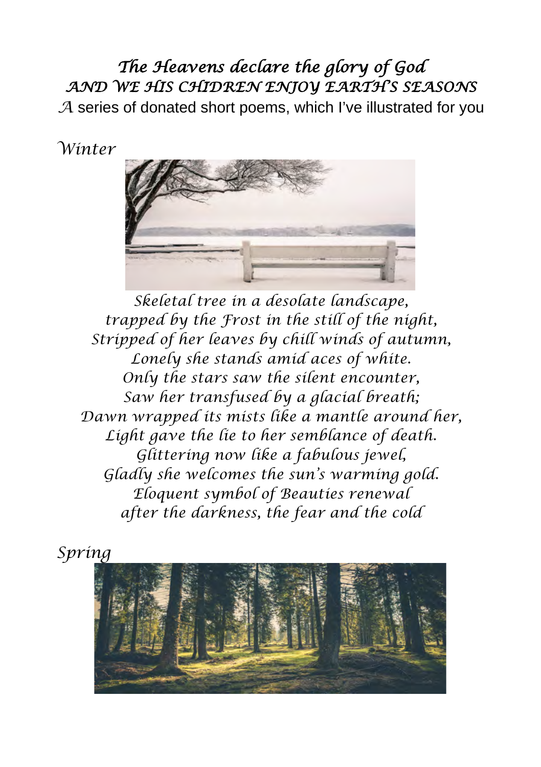# *The Heavens declare the glory of God*
## *AND WE HIS CHIDREN ENJOY EARTH'S SEASONS*

*A* series of donated short poems, which I've illustrated for you

### *Winter*

*Skeletal tree in a desolate landscape,*
*trapped by the Frost in the still of the night,*
*Stripped of her leaves by chill winds of autumn,*
*Lonely she stands amid aces of white.*
*Only the stars saw the silent encounter,*
*Saw her transfused by a glacial breath;*
*Dawn wrapped its mists like a mantle around her,*
*Light gave the lie to her semblance of death.*
*Glittering now like a fabulous jewel,*
*Gladly she welcomes the sun's warming gold.*
*Eloquent symbol of Beauties renewal*
*after the darkness, the fear and the cold*

### *Spring*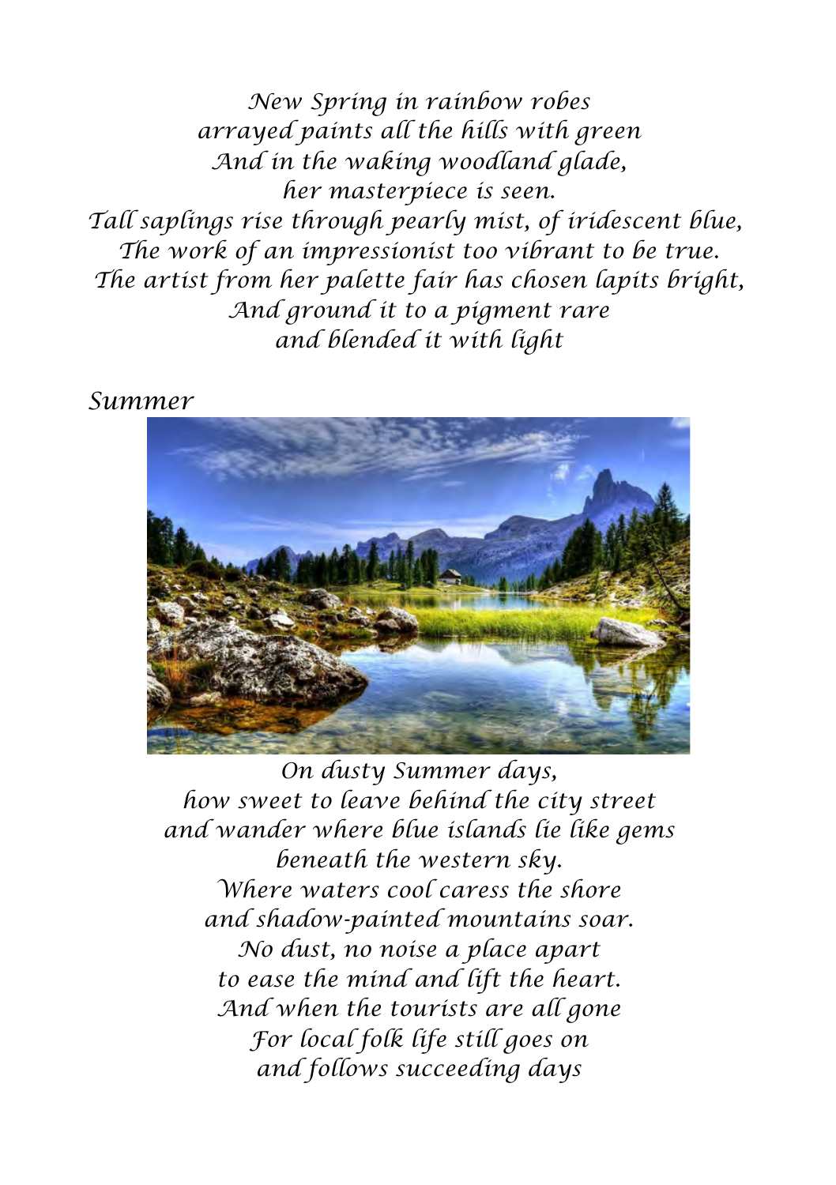*New Spring in rainbow robes*
*arrayed paints all the hills with green*
*And in the waking woodland glade,*
*her masterpiece is seen.*
*Tall saplings rise through pearly mist, of iridescent blue,*
*The work of an impressionist too vibrant to be true.*
*The artist from her palette fair has chosen lapits bright,*
*And ground it to a pigment rare*
*and blended it with light*

*Summer*

*On dusty Summer days,*
*how sweet to leave behind the city street*
*and wander where blue islands lie like gems*
*beneath the western sky.*
*Where waters cool caress the shore*
*and shadow-painted mountains soar.*
*No dust, no noise a place apart*
*to ease the mind and lift the heart.*
*And when the tourists are all gone*
*For local folk life still goes on*
*and follows succeeding days*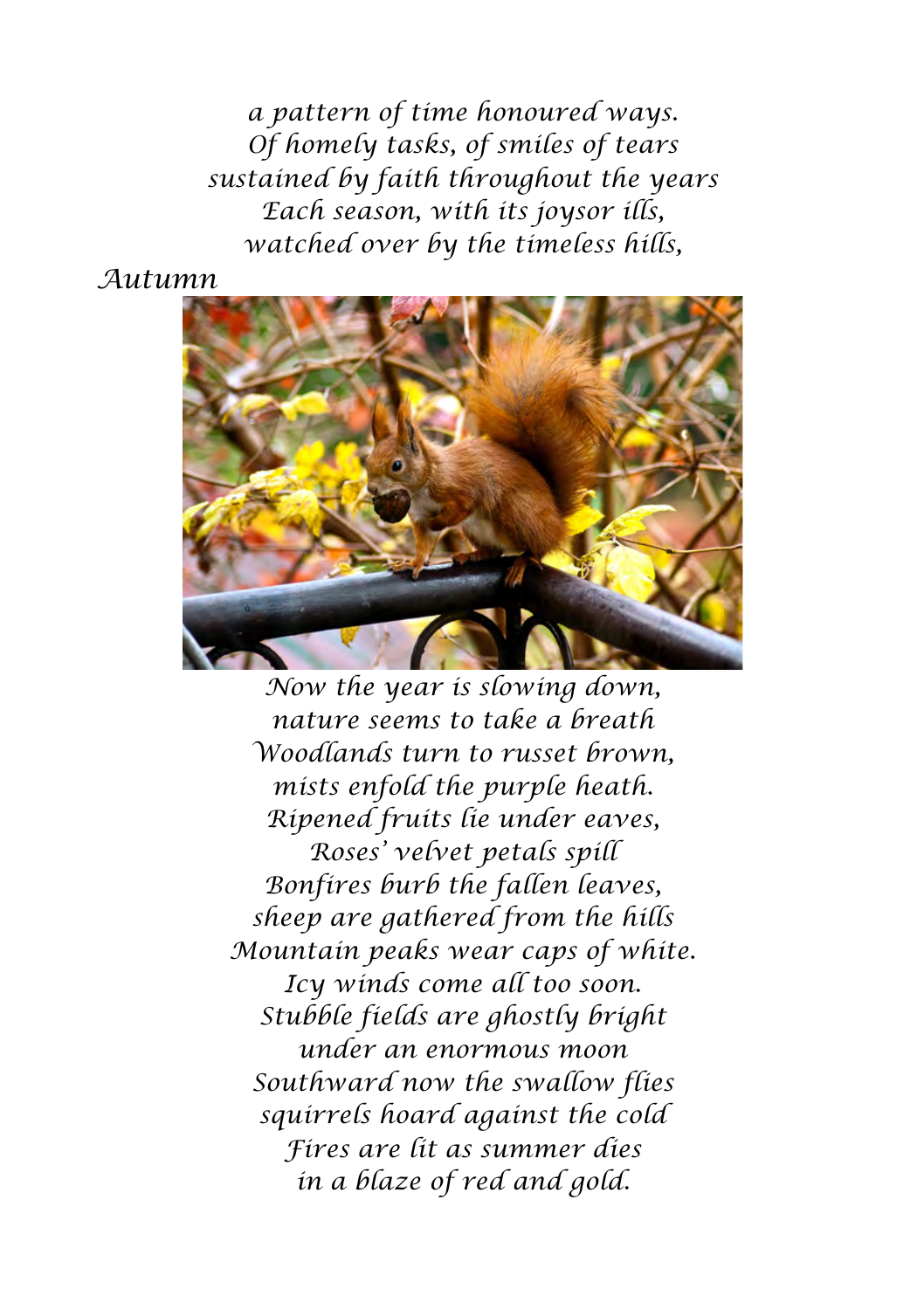*a pattern of time honoured ways.*
*Of homely tasks, of smiles of tears*
*sustained by faith throughout the years*
*Each season, with its joysor ills,*
*watched over by the timeless hills,*

## *Autumn*

*Now the year is slowing down,*
*nature seems to take a breath*
*Woodlands turn to russet brown,*
*mists enfold the purple heath.*
*Ripened fruits lie under eaves,*
*Roses' velvet petals spill*
*Bonfires burb the fallen leaves,*
*sheep are gathered from the hills*
*Mountain peaks wear caps of white.*
*Icy winds come all too soon.*
*Stubble fields are ghostly bright*
*under an enormous moon*
*Southward now the swallow flies*
*squirrels hoard against the cold*
*Fires are lit as summer dies*
*in a blaze of red and gold.*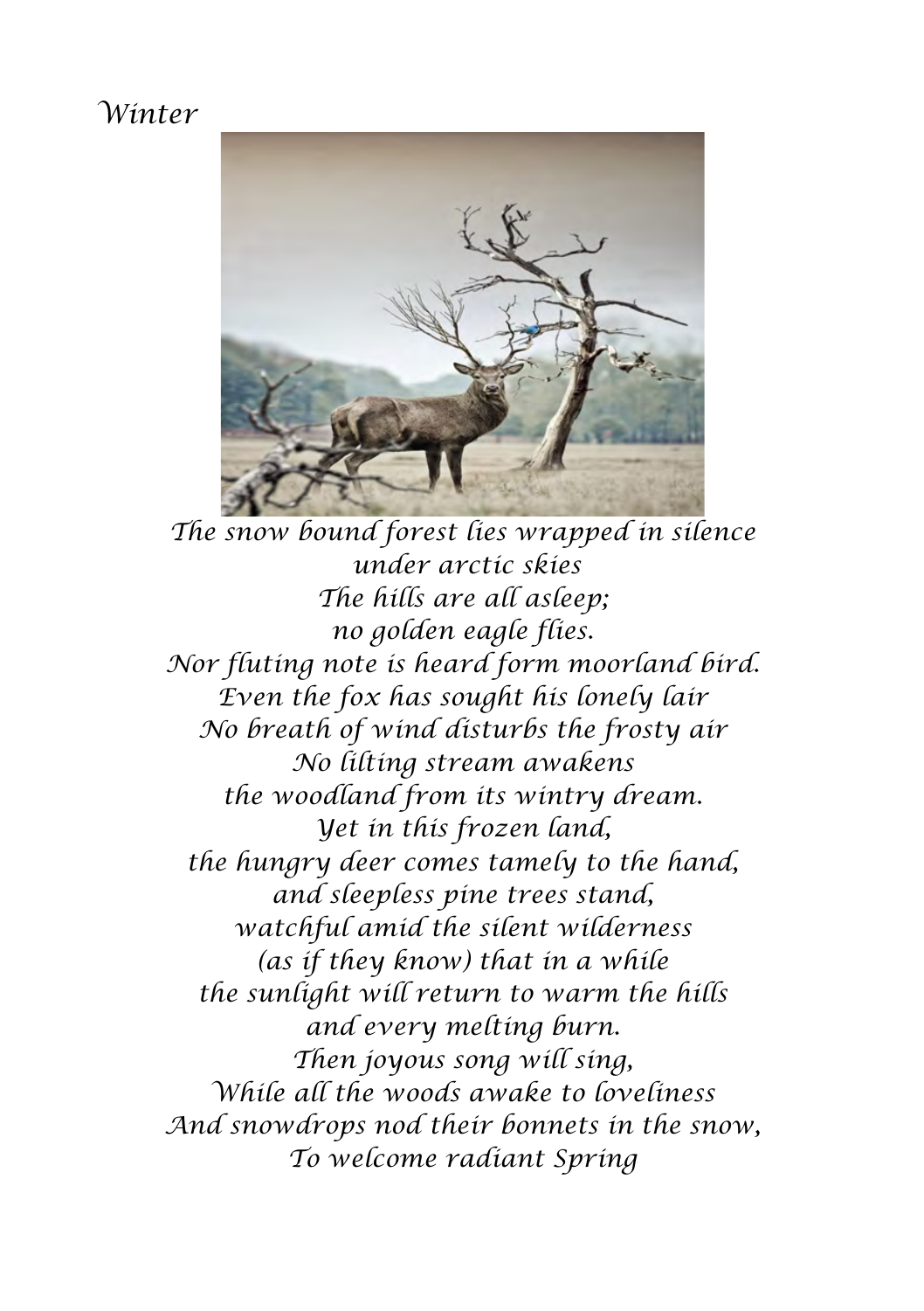# *Winter*

*The snow bound forest lies wrapped in silence*
*under arctic skies*
*The hills are all asleep;*
*no golden eagle flies.*
*Nor fluting note is heard form moorland bird.*
*Even the fox has sought his lonely lair*
*No breath of wind disturbs the frosty air*
*No lilting stream awakens*
*the woodland from its wintry dream.*
*Yet in this frozen land,*
*the hungry deer comes tamely to the hand,*
*and sleepless pine trees stand,*
*watchful amid the silent wilderness*
*(as if they know) that in a while*
*the sunlight will return to warm the hills*
*and every melting burn.*
*Then joyous song will sing,*
*While all the woods awake to loveliness*
*And snowdrops nod their bonnets in the snow,*
*To welcome radiant Spring*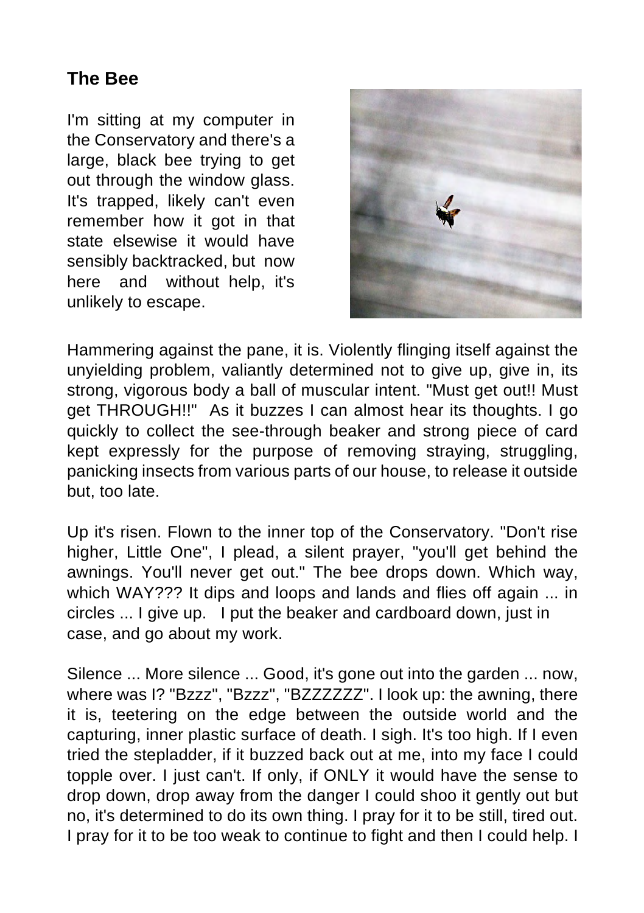## The Bee

I'm sitting at my computer in the Conservatory and there's a large, black bee trying to get out through the window glass. It's trapped, likely can't even remember how it got in that state elsewise it would have sensibly backtracked, but now here and without help, it's unlikely to escape.

Hammering against the pane, it is. Violently flinging itself against the unyielding problem, valiantly determined not to give up, give in, its strong, vigorous body a ball of muscular intent. "Must get out!! Must get THROUGH!!" As it buzzes I can almost hear its thoughts. I go quickly to collect the see-through beaker and strong piece of card kept expressly for the purpose of removing straying, struggling, panicking insects from various parts of our house, to release it outside but, too late.

Up it's risen. Flown to the inner top of the Conservatory. "Don't rise higher, Little One", I plead, a silent prayer, "you'll get behind the awnings. You'll never get out." The bee drops down. Which way, which WAY??? It dips and loops and lands and flies off again ... in circles ... I give up. I put the beaker and cardboard down, just in case, and go about my work.

Silence ... More silence ... Good, it's gone out into the garden ... now, where was I? "Bzzz", "Bzzz", "BZZZZZZ". I look up: the awning, there it is, teetering on the edge between the outside world and the capturing, inner plastic surface of death. I sigh. It's too high. If I even tried the stepladder, if it buzzed back out at me, into my face I could topple over. I just can't. If only, if ONLY it would have the sense to drop down, drop away from the danger I could shoo it gently out but no, it's determined to do its own thing. I pray for it to be still, tired out. I pray for it to be too weak to continue to fight and then I could help. I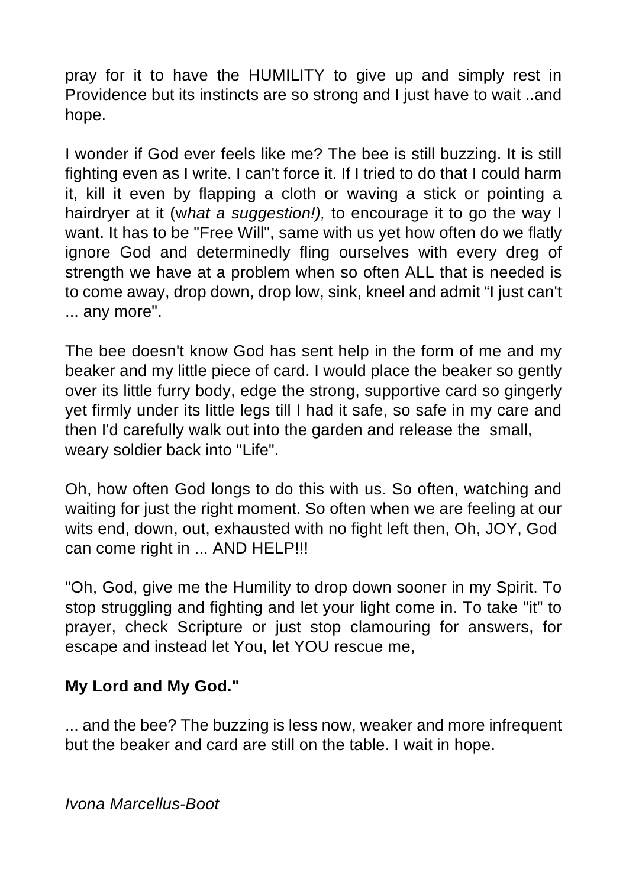pray for it to have the HUMILITY to give up and simply rest in Providence but its instincts are so strong and I just have to wait ..and hope.

I wonder if God ever feels like me? The bee is still buzzing. It is still fighting even as I write. I can't force it. If I tried to do that I could harm it, kill it even by flapping a cloth or waving a stick or pointing a hairdryer at it (w*hat a suggestion!),* to encourage it to go the way I want. It has to be "Free Will", same with us yet how often do we flatly ignore God and determinedly fling ourselves with every dreg of strength we have at a problem when so often ALL that is needed is to come away, drop down, drop low, sink, kneel and admit "I just can't ... any more".

The bee doesn't know God has sent help in the form of me and my beaker and my little piece of card. I would place the beaker so gently over its little furry body, edge the strong, supportive card so gingerly yet firmly under its little legs till I had it safe, so safe in my care and then I'd carefully walk out into the garden and release the small, weary soldier back into "Life".

Oh, how often God longs to do this with us. So often, watching and waiting for just the right moment. So often when we are feeling at our wits end, down, out, exhausted with no fight left then, Oh, JOY, God can come right in ... AND HELP!!!

"Oh, God, give me the Humility to drop down sooner in my Spirit. To stop struggling and fighting and let your light come in. To take "it" to prayer, check Scripture or just stop clamouring for answers, for escape and instead let You, let YOU rescue me,

**My Lord and My God."**

... and the bee? The buzzing is less now, weaker and more infrequent but the beaker and card are still on the table. I wait in hope.

*Ivona Marcellus-Boot*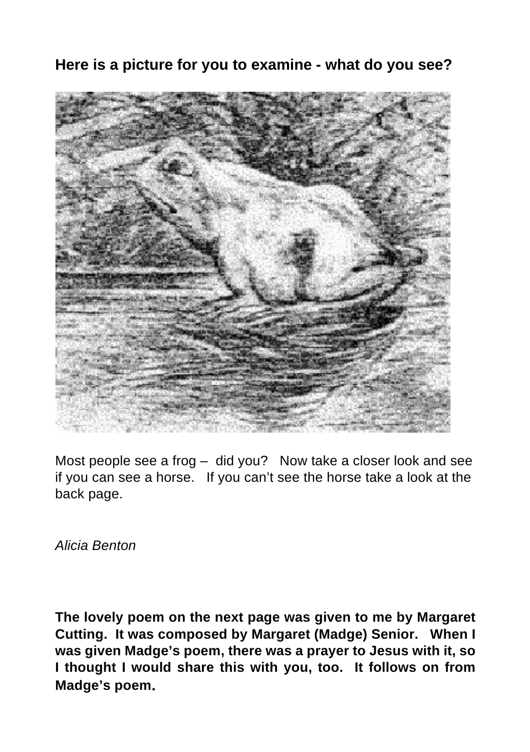**Here is a picture for you to examine - what do you see?**

Most people see a frog – did you? Now take a closer look and see if you can see a horse. If you can't see the horse take a look at the back page.

*Alicia Benton*

**The lovely poem on the next page was given to me by Margaret Cutting. It was composed by Margaret (Madge) Senior. When I was given Madge's poem, there was a prayer to Jesus with it, so I thought I would share this with you, too. It follows on from Madge's poem.**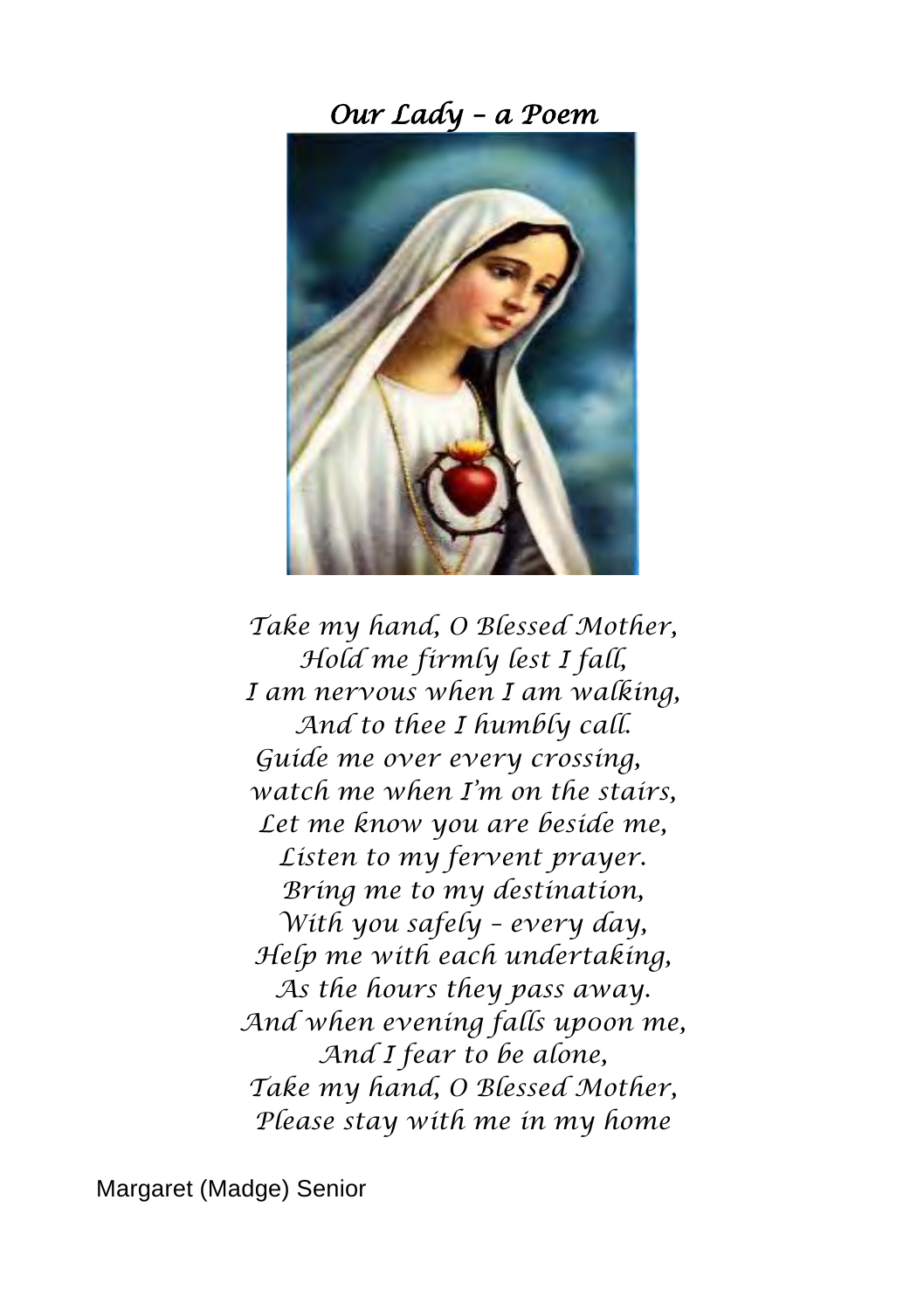# *Our Lady – a Poem*

*Take my hand, O Blessed Mother,*
*Hold me firmly lest I fall,*
*I am nervous when I am walking,*
*And to thee I humbly call.*
*Guide me over every crossing,*
*watch me when I'm on the stairs,*
*Let me know you are beside me,*
*Listen to my fervent prayer.*
*Bring me to my destination,*
*With you safely – every day,*
*Help me with each undertaking,*
*As the hours they pass away.*
*And when evening falls upoon me,*
*And I fear to be alone,*
*Take my hand, O Blessed Mother,*
*Please stay with me in my home*

Margaret (Madge) Senior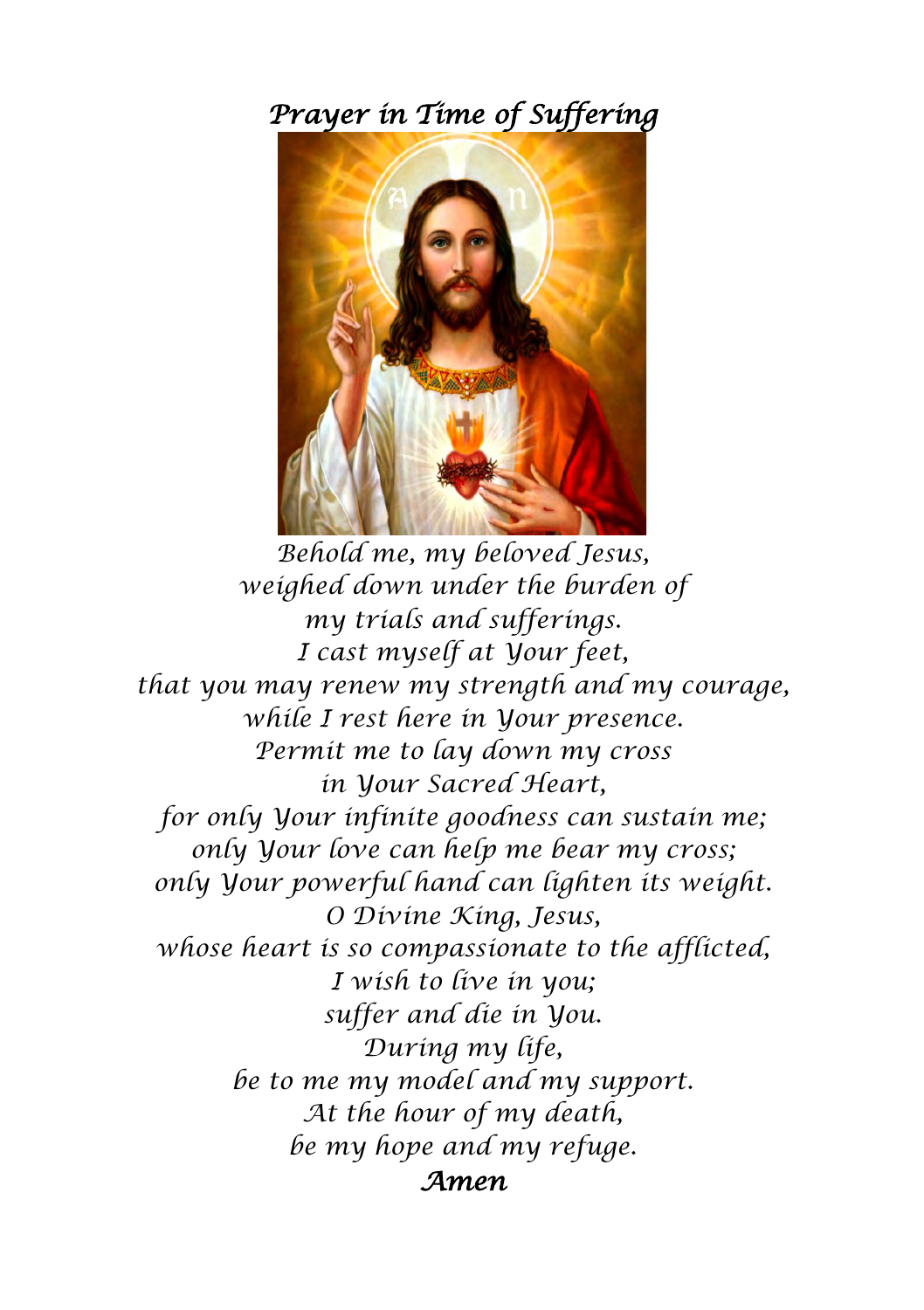# *Prayer in Time of Suffering*

*Behold me, my beloved Jesus,*
*weighed down under the burden of*
*my trials and sufferings.*
*I cast myself at Your feet,*
*that you may renew my strength and my courage,*
*while I rest here in Your presence.*
*Permit me to lay down my cross*
*in Your Sacred Heart,*
*for only Your infinite goodness can sustain me;*
*only Your love can help me bear my cross;*
*only Your powerful hand can lighten its weight.*
*O Divine King, Jesus,*
*whose heart is so compassionate to the afflicted,*
*I wish to live in you;*
*suffer and die in You.*
*During my life,*
*be to me my model and my support.*
*At the hour of my death,*
*be my hope and my refuge.*
***Amen***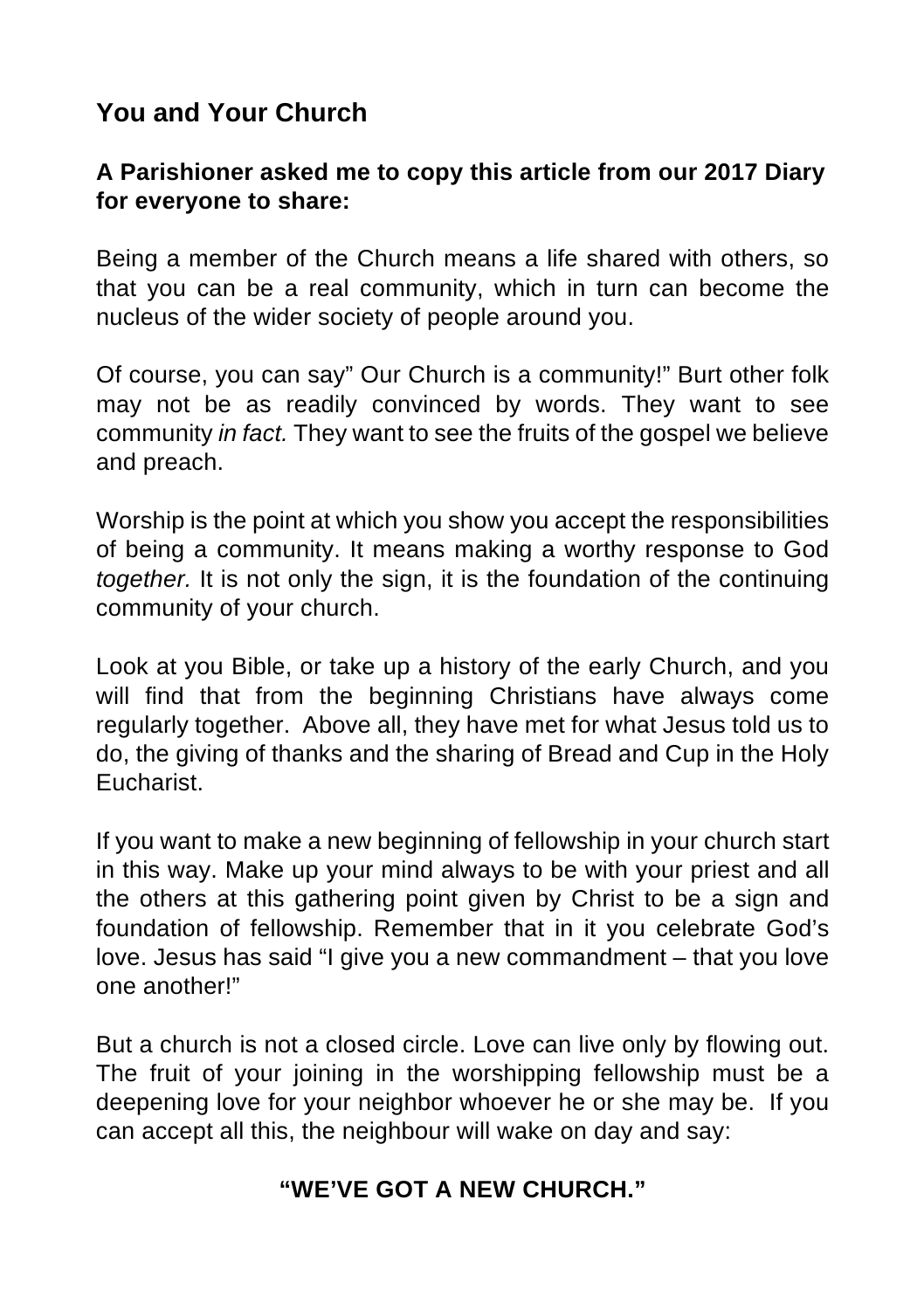## You and Your Church

### A Parishioner asked me to copy this article from our 2017 Diary for everyone to share:

Being a member of the Church means a life shared with others, so that you can be a real community, which in turn can become the nucleus of the wider society of people around you.

Of course, you can say" Our Church is a community!" Burt other folk may not be as readily convinced by words. They want to see community *in fact.* They want to see the fruits of the gospel we believe and preach.

Worship is the point at which you show you accept the responsibilities of being a community. It means making a worthy response to God *together.* It is not only the sign, it is the foundation of the continuing community of your church.

Look at you Bible, or take up a history of the early Church, and you will find that from the beginning Christians have always come regularly together. Above all, they have met for what Jesus told us to do, the giving of thanks and the sharing of Bread and Cup in the Holy Eucharist.

If you want to make a new beginning of fellowship in your church start in this way. Make up your mind always to be with your priest and all the others at this gathering point given by Christ to be a sign and foundation of fellowship. Remember that in it you celebrate God's love. Jesus has said "I give you a new commandment – that you love one another!"

But a church is not a closed circle. Love can live only by flowing out. The fruit of your joining in the worshipping fellowship must be a deepening love for your neighbor whoever he or she may be. If you can accept all this, the neighbour will wake on day and say:

**"WE'VE GOT A NEW CHURCH."**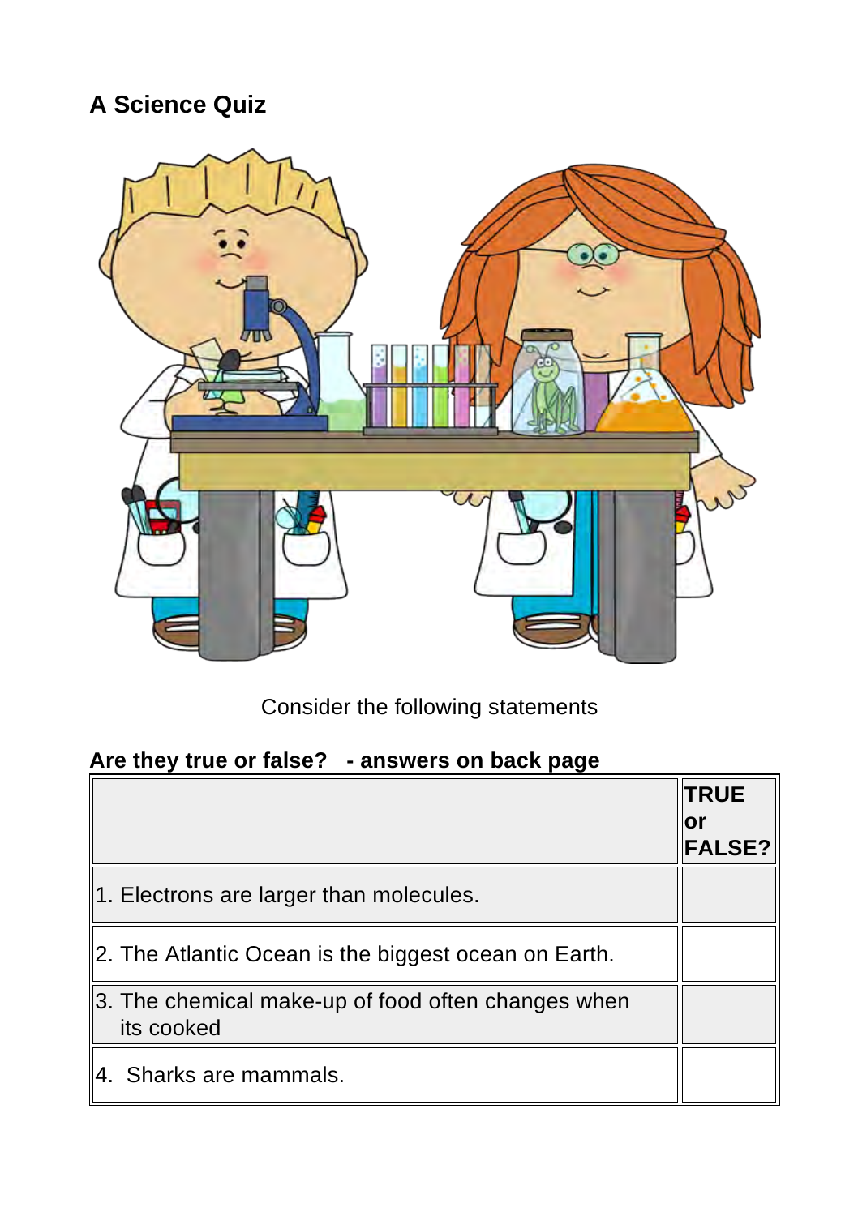## A Science Quiz

Consider the following statements

**Are they true or false? - answers on back page**

| | **TRUE or FALSE?** |
|---|---|
| 1. Electrons are larger than molecules. | |
| 2. The Atlantic Ocean is the biggest ocean on Earth. | |
| 3. The chemical make-up of food often changes when its cooked | |
| 4. Sharks are mammals. | |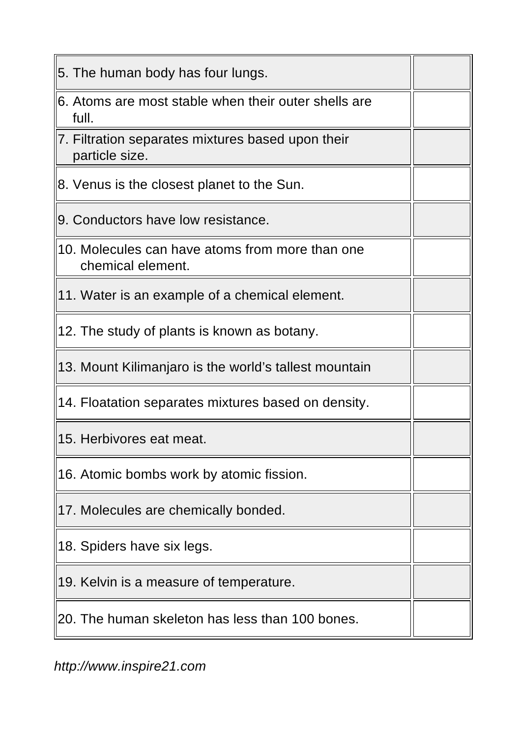| | |
|---|---|
| 5. The human body has four lungs. | |
| 6. Atoms are most stable when their outer shells are full. | |
| 7. Filtration separates mixtures based upon their particle size. | |
| 8. Venus is the closest planet to the Sun. | |
| 9. Conductors have low resistance. | |
| 10. Molecules can have atoms from more than one chemical element. | |
| 11. Water is an example of a chemical element. | |
| 12. The study of plants is known as botany. | |
| 13. Mount Kilimanjaro is the world's tallest mountain | |
| 14. Floatation separates mixtures based on density. | |
| 15. Herbivores eat meat. | |
| 16. Atomic bombs work by atomic fission. | |
| 17. Molecules are chemically bonded. | |
| 18. Spiders have six legs. | |
| 19. Kelvin is a measure of temperature. | |
| 20. The human skeleton has less than 100 bones. | |

*http://www.inspire21.com*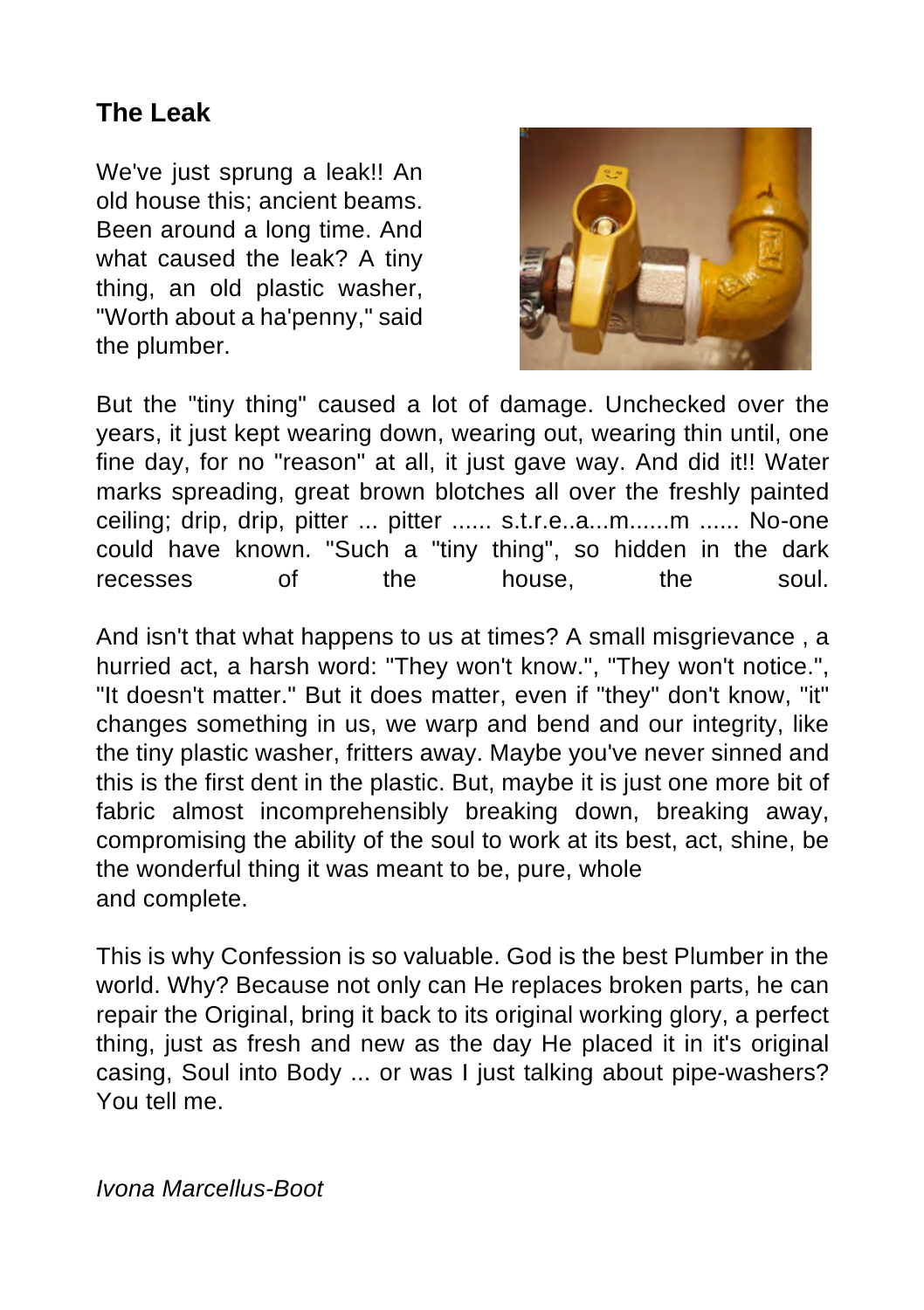## The Leak

We've just sprung a leak!! An old house this; ancient beams. Been around a long time. And what caused the leak? A tiny thing, an old plastic washer, "Worth about a ha'penny," said the plumber.

But the "tiny thing" caused a lot of damage. Unchecked over the years, it just kept wearing down, wearing out, wearing thin until, one fine day, for no "reason" at all, it just gave way. And did it!! Water marks spreading, great brown blotches all over the freshly painted ceiling; drip, drip, pitter ... pitter ...... s.t.r.e..a...m......m ...... No-one could have known. "Such a "tiny thing", so hidden in the dark recesses of the house, the soul.

And isn't that what happens to us at times? A small misgrievance , a hurried act, a harsh word: "They won't know.", "They won't notice.", "It doesn't matter." But it does matter, even if "they" don't know, "it" changes something in us, we warp and bend and our integrity, like the tiny plastic washer, fritters away. Maybe you've never sinned and this is the first dent in the plastic. But, maybe it is just one more bit of fabric almost incomprehensibly breaking down, breaking away, compromising the ability of the soul to work at its best, act, shine, be the wonderful thing it was meant to be, pure, whole and complete.

This is why Confession is so valuable. God is the best Plumber in the world. Why? Because not only can He replaces broken parts, he can repair the Original, bring it back to its original working glory, a perfect thing, just as fresh and new as the day He placed it in it's original casing, Soul into Body ... or was I just talking about pipe-washers? You tell me.

*Ivona Marcellus-Boot*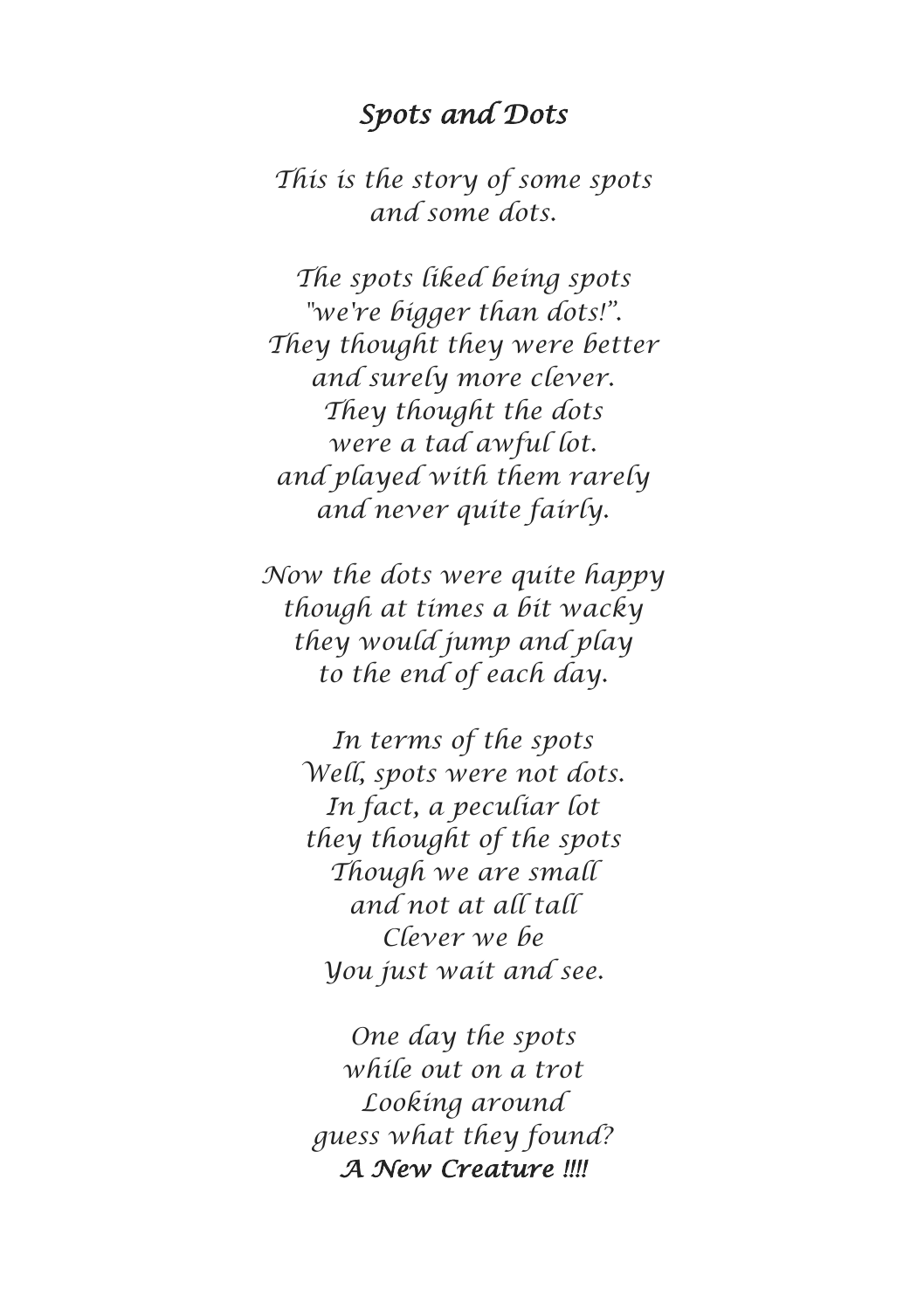# *Spots and Dots*

*This is the story of some spots*
*and some dots.*

*The spots liked being spots*
*"we're bigger than dots!".*
*They thought they were better*
*and surely more clever.*
*They thought the dots*
*were a tad awful lot.*
*and played with them rarely*
*and never quite fairly.*

*Now the dots were quite happy*
*though at times a bit wacky*
*they would jump and play*
*to the end of each day.*

*In terms of the spots*
*Well, spots were not dots.*
*In fact, a peculiar lot*
*they thought of the spots*
*Though we are small*
*and not at all tall*
*Clever we be*
*You just wait and see.*

*One day the spots*
*while out on a trot*
*Looking around*
*guess what they found?*
***A New Creature !!!!***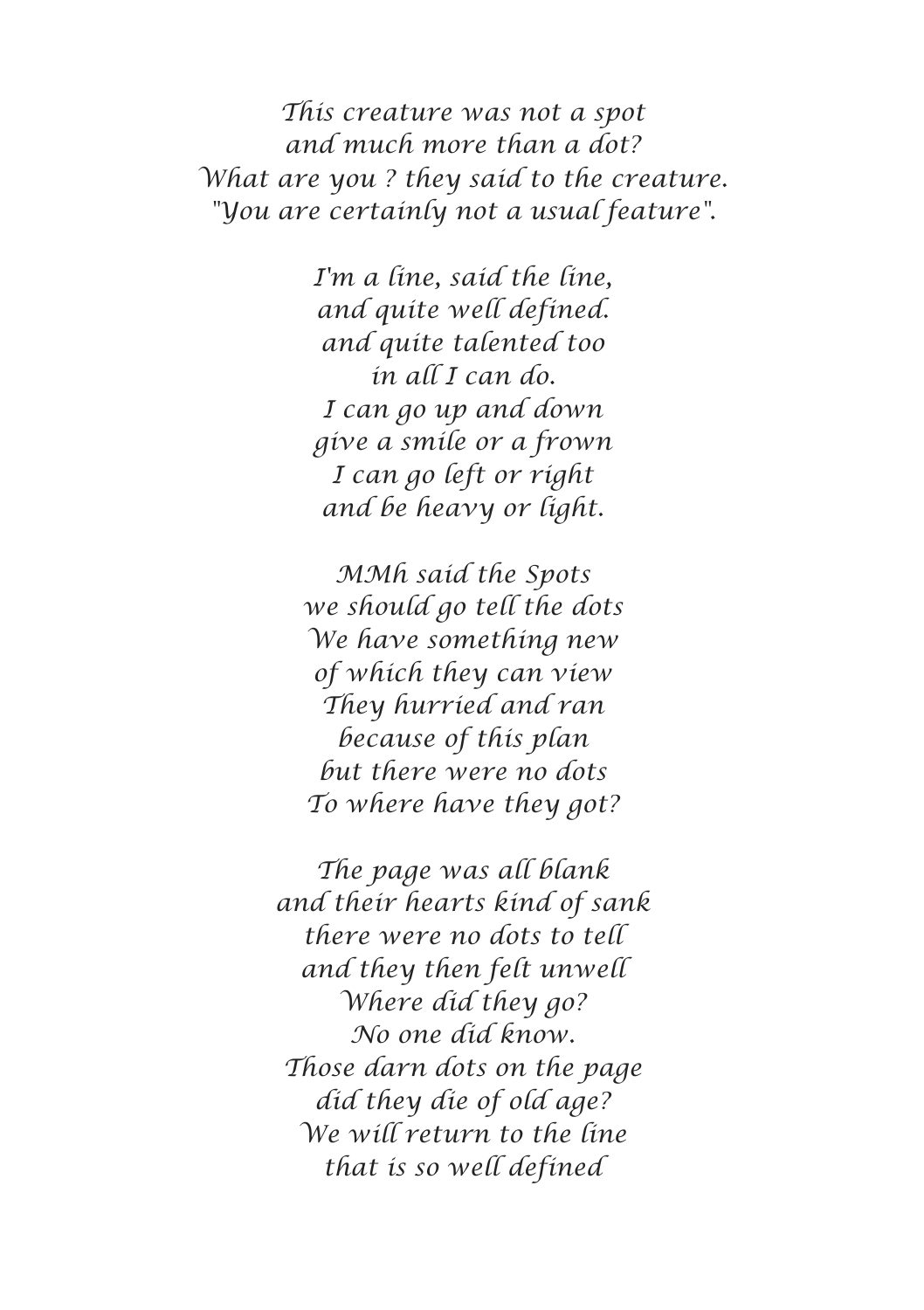*This creature was not a spot*
*and much more than a dot?*
*What are you ? they said to the creature.*
*"You are certainly not a usual feature".*

*I'm a line, said the line,*
*and quite well defined.*
*and quite talented too*
*in all I can do.*
*I can go up and down*
*give a smile or a frown*
*I can go left or right*
*and be heavy or light.*

*MMh said the Spots*
*we should go tell the dots*
*We have something new*
*of which they can view*
*They hurried and ran*
*because of this plan*
*but there were no dots*
*To where have they got?*

*The page was all blank*
*and their hearts kind of sank*
*there were no dots to tell*
*and they then felt unwell*
*Where did they go?*
*No one did know.*
*Those darn dots on the page*
*did they die of old age?*
*We will return to the line*
*that is so well defined*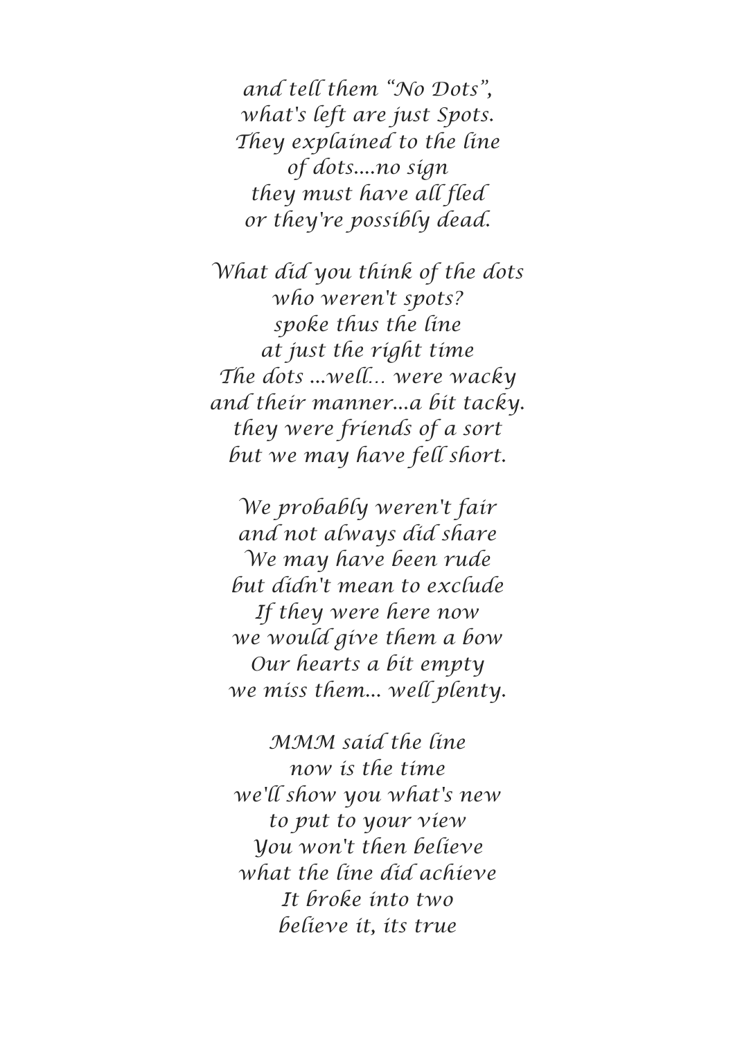*and tell them "No Dots",*
*what's left are just Spots.*
*They explained to the line*
*of dots....no sign*
*they must have all fled*
*or they're possibly dead.*

*What did you think of the dots*
*who weren't spots?*
*spoke thus the line*
*at just the right time*
*The dots ...well... were wacky*
*and their manner...a bit tacky.*
*they were friends of a sort*
*but we may have fell short.*

*We probably weren't fair*
*and not always did share*
*We may have been rude*
*but didn't mean to exclude*
*If they were here now*
*we would give them a bow*
*Our hearts a bit empty*
*we miss them... well plenty.*

*MMM said the line*
*now is the time*
*we'll show you what's new*
*to put to your view*
*You won't then believe*
*what the line did achieve*
*It broke into two*
*believe it, its true*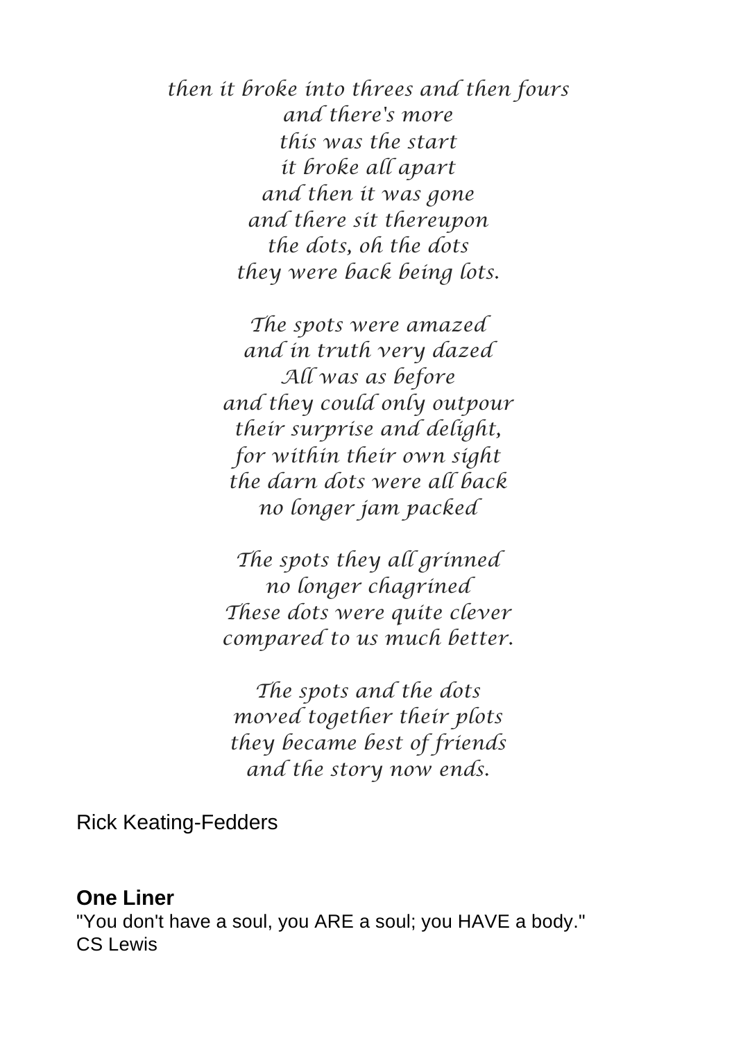*then it broke into threes and then fours*
*and there's more*
*this was the start*
*it broke all apart*
*and then it was gone*
*and there sit thereupon*
*the dots, oh the dots*
*they were back being lots.*

*The spots were amazed*
*and in truth very dazed*
*All was as before*
*and they could only outpour*
*their surprise and delight,*
*for within their own sight*
*the darn dots were all back*
*no longer jam packed*

*The spots they all grinned*
*no longer chagrined*
*These dots were quite clever*
*compared to us much better.*

*The spots and the dots*
*moved together their plots*
*they became best of friends*
*and the story now ends.*

Rick Keating-Fedders

**One Liner**

"You don't have a soul, you ARE a soul; you HAVE a body."
CS Lewis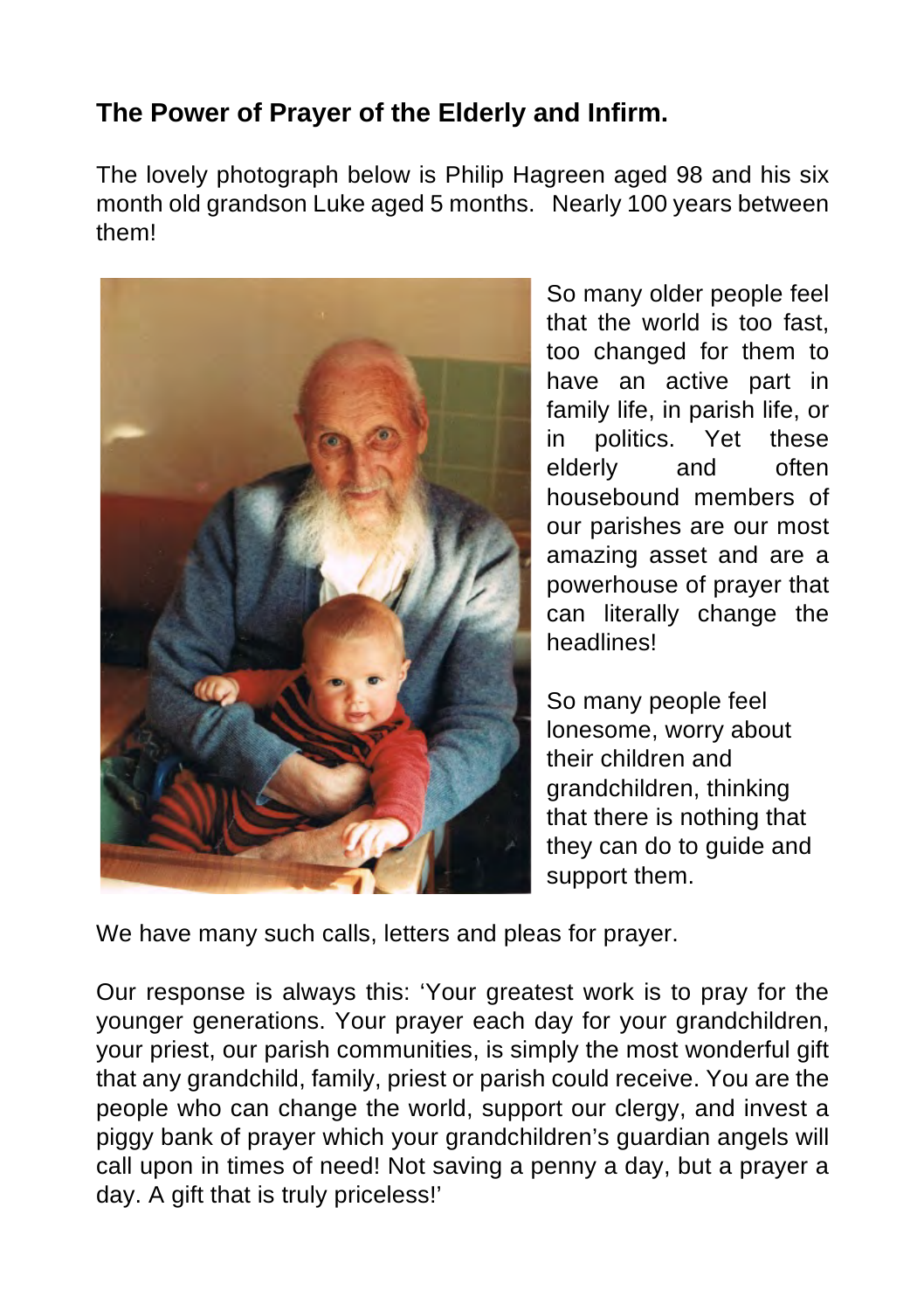## The Power of Prayer of the Elderly and Infirm.

The lovely photograph below is Philip Hagreen aged 98 and his six month old grandson Luke aged 5 months. Nearly 100 years between them!

So many older people feel that the world is too fast, too changed for them to have an active part in family life, in parish life, or in politics. Yet these elderly and often housebound members of our parishes are our most amazing asset and are a powerhouse of prayer that can literally change the headlines!

So many people feel lonesome, worry about their children and grandchildren, thinking that there is nothing that they can do to guide and support them.

We have many such calls, letters and pleas for prayer.

Our response is always this: 'Your greatest work is to pray for the younger generations. Your prayer each day for your grandchildren, your priest, our parish communities, is simply the most wonderful gift that any grandchild, family, priest or parish could receive. You are the people who can change the world, support our clergy, and invest a piggy bank of prayer which your grandchildren's guardian angels will call upon in times of need! Not saving a penny a day, but a prayer a day. A gift that is truly priceless!'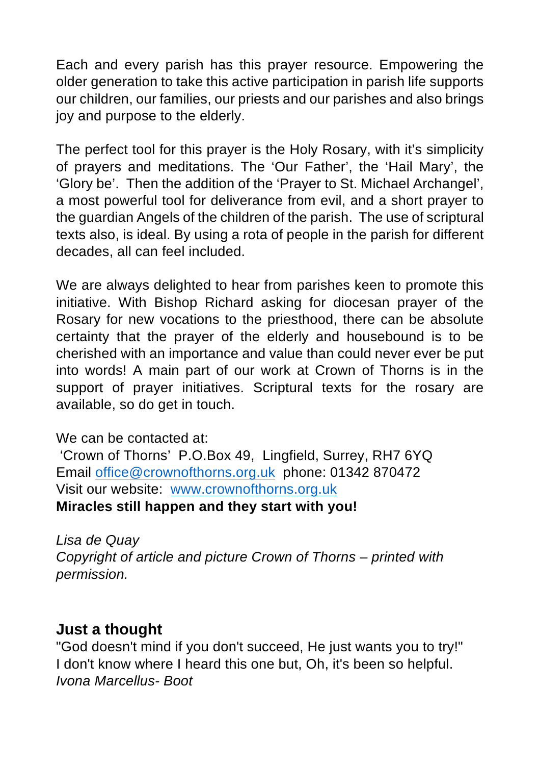Each and every parish has this prayer resource. Empowering the older generation to take this active participation in parish life supports our children, our families, our priests and our parishes and also brings joy and purpose to the elderly.

The perfect tool for this prayer is the Holy Rosary, with it's simplicity of prayers and meditations. The 'Our Father', the 'Hail Mary', the 'Glory be'. Then the addition of the 'Prayer to St. Michael Archangel', a most powerful tool for deliverance from evil, and a short prayer to the guardian Angels of the children of the parish. The use of scriptural texts also, is ideal. By using a rota of people in the parish for different decades, all can feel included.

We are always delighted to hear from parishes keen to promote this initiative. With Bishop Richard asking for diocesan prayer of the Rosary for new vocations to the priesthood, there can be absolute certainty that the prayer of the elderly and housebound is to be cherished with an importance and value than could never ever be put into words! A main part of our work at Crown of Thorns is in the support of prayer initiatives. Scriptural texts for the rosary are available, so do get in touch.

We can be contacted at:
'Crown of Thorns' P.O.Box 49, Lingfield, Surrey, RH7 6YQ
Email office@crownofthorns.org.uk phone: 01342 870472
Visit our website: www.crownofthorns.org.uk
**Miracles still happen and they start with you!**

*Lisa de Quay*
*Copyright of article and picture Crown of Thorns – printed with permission.*

## Just a thought

"God doesn't mind if you don't succeed, He just wants you to try!"
I don't know where I heard this one but, Oh, it's been so helpful.
*Ivona Marcellus- Boot*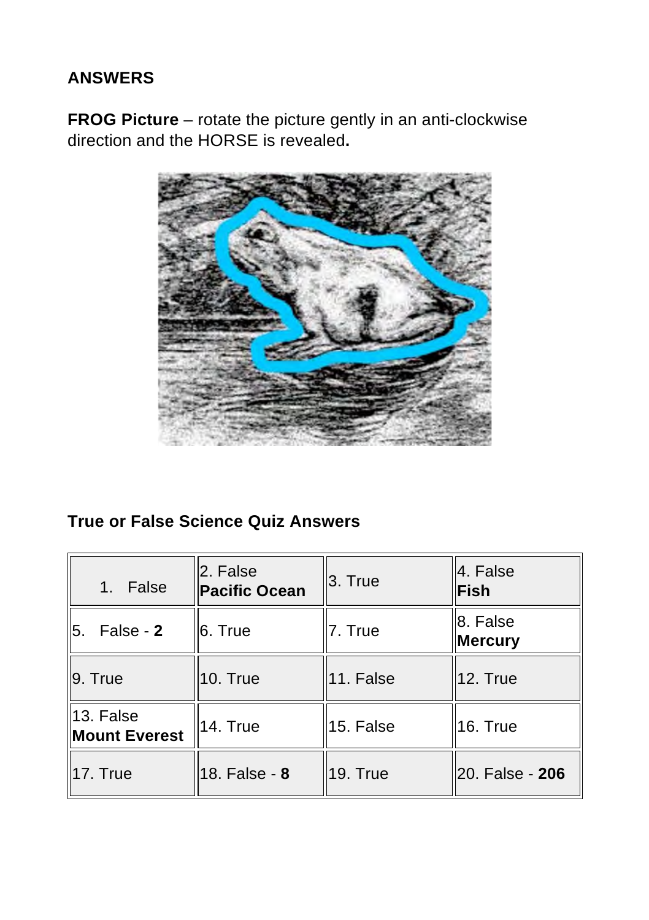**ANSWERS**

**FROG Picture** – rotate the picture gently in an anti-clockwise direction and the HORSE is revealed**.**

**True or False Science Quiz Answers**

| | | | |
|---|---|---|---|
| 1. False | 2. False **Pacific Ocean** | 3. True | 4. False **Fish** |
| 5. False - **2** | 6. True | 7. True | 8. False **Mercury** |
| 9. True | 10. True | 11. False | 12. True |
| 13. False **Mount Everest** | 14. True | 15. False | 16. True |
| 17. True | 18. False - **8** | 19. True | 20. False - **206** |